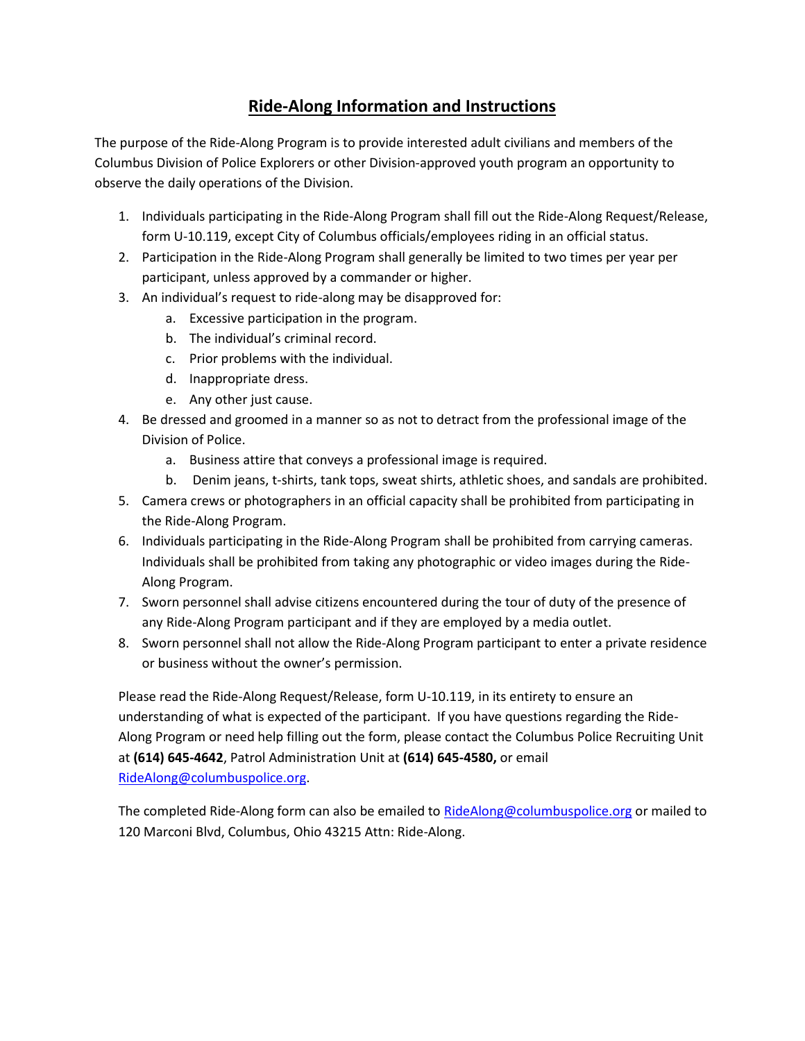# Ride-Along Information and Instructions

The purpose of the Ride-Along Program is to provide interested adult civilians and members of the Columbus Division of Police Explorers or other Division-approved youth program an opportunity to observe the daily operations of the Division.

1. Individuals participating in the Ride-Along Program shall fill out the Ride-Along Request/Release, form U-10.119, except City of Columbus officials/employees riding in an official status.
2. Participation in the Ride-Along Program shall generally be limited to two times per year per participant, unless approved by a commander or higher.
3. An individual's request to ride-along may be disapproved for:
   a. Excessive participation in the program.
   b. The individual's criminal record.
   c. Prior problems with the individual.
   d. Inappropriate dress.
   e. Any other just cause.
4. Be dressed and groomed in a manner so as not to detract from the professional image of the Division of Police.
   a. Business attire that conveys a professional image is required.
   b. Denim jeans, t-shirts, tank tops, sweat shirts, athletic shoes, and sandals are prohibited.
5. Camera crews or photographers in an official capacity shall be prohibited from participating in the Ride-Along Program.
6. Individuals participating in the Ride-Along Program shall be prohibited from carrying cameras. Individuals shall be prohibited from taking any photographic or video images during the Ride-Along Program.
7. Sworn personnel shall advise citizens encountered during the tour of duty of the presence of any Ride-Along Program participant and if they are employed by a media outlet.
8. Sworn personnel shall not allow the Ride-Along Program participant to enter a private residence or business without the owner's permission.

Please read the Ride-Along Request/Release, form U-10.119, in its entirety to ensure an understanding of what is expected of the participant. If you have questions regarding the Ride-Along Program or need help filling out the form, please contact the Columbus Police Recruiting Unit at **(614) 645-4642**, Patrol Administration Unit at **(614) 645-4580,** or email RideAlong@columbuspolice.org.

The completed Ride-Along form can also be emailed to RideAlong@columbuspolice.org or mailed to 120 Marconi Blvd, Columbus, Ohio 43215 Attn: Ride-Along.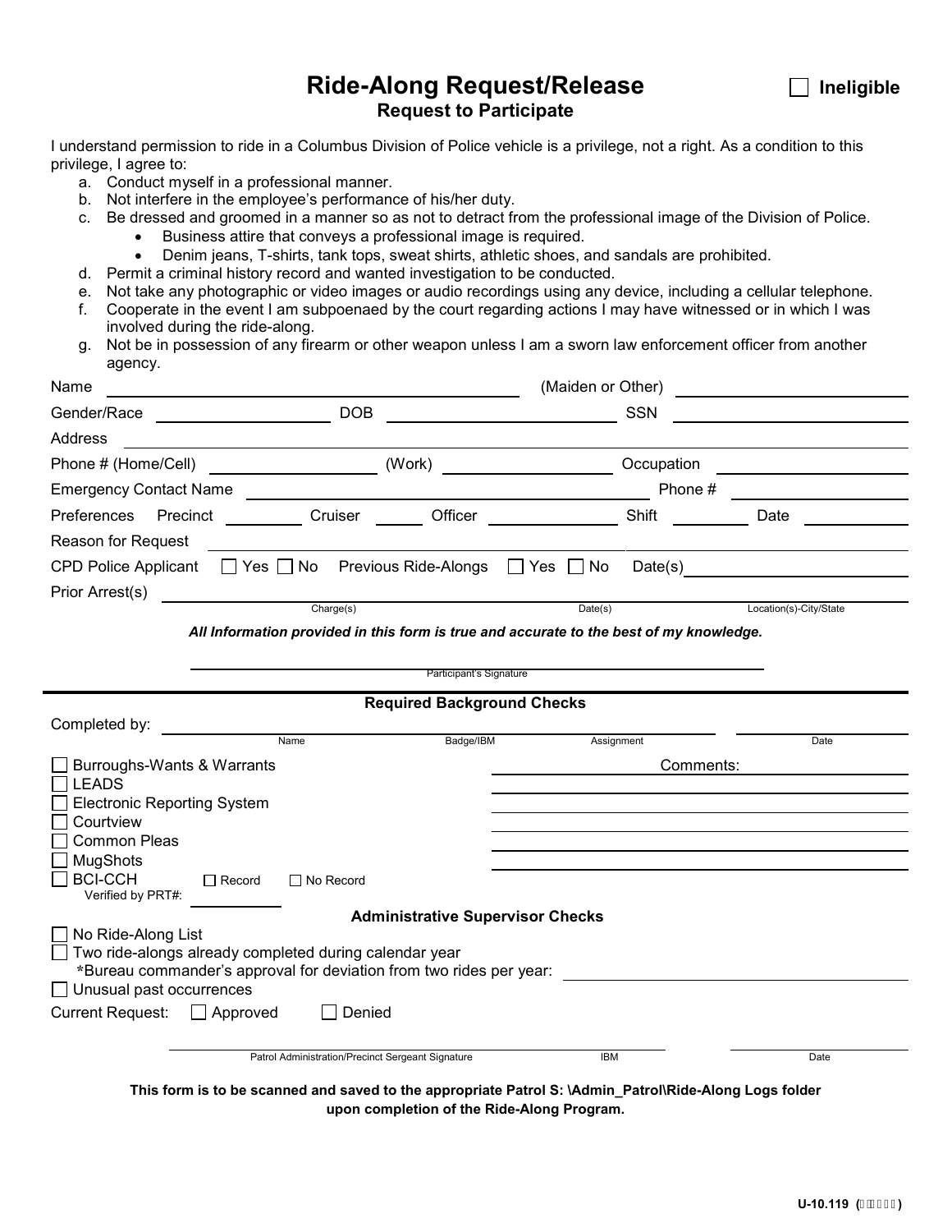# Ride-Along Request/Release

☐ Ineligible

## Request to Participate

I understand permission to ride in a Columbus Division of Police vehicle is a privilege, not a right. As a condition to this privilege, I agree to:

a. Conduct myself in a professional manner.
b. Not interfere in the employee's performance of his/her duty.
c. Be dressed and groomed in a manner so as not to detract from the professional image of the Division of Police.
   - Business attire that conveys a professional image is required.
   - Denim jeans, T-shirts, tank tops, sweat shirts, athletic shoes, and sandals are prohibited.
d. Permit a criminal history record and wanted investigation to be conducted.
e. Not take any photographic or video images or audio recordings using any device, including a cellular telephone.
f. Cooperate in the event I am subpoenaed by the court regarding actions I may have witnessed or in which I was involved during the ride-along.
g. Not be in possession of any firearm or other weapon unless I am a sworn law enforcement officer from another agency.

Name ______________________ (Maiden or Other) ______________________

Gender/Race ______________ DOB ______________ SSN ______________

Address ______________________________________________

Phone # (Home/Cell) ______________ (Work) ______________ Occupation ______________

Emergency Contact Name ______________________ Phone # ______________

Preferences Precinct ________ Cruiser ______ Officer ______________ Shift ________ Date ________

Reason for Request ______________________________________________

CPD Police Applicant ☐ Yes ☐ No Previous Ride-Alongs ☐ Yes ☐ No Date(s) ______________

Prior Arrest(s) ______________________________________________

Charge(s) Date(s) Location(s)-City/State

***All Information provided in this form is true and accurate to the best of my knowledge.***

______________________________
Participant's Signature

---

**Required Background Checks**

Completed by: ______________ ______________ ______________ ______________
Name Badge/IBM Assignment Date

☐ Burroughs-Wants & Warrants
☐ LEADS
☐ Electronic Reporting System
☐ Courtview
☐ Common Pleas
☐ MugShots
☐ BCI-CCH ☐ Record ☐ No Record
Verified by PRT#: ________

Comments: ______________________________________________

**Administrative Supervisor Checks**

☐ No Ride-Along List
☐ Two ride-alongs already completed during calendar year
*Bureau commander's approval for deviation from two rides per year: ______________
☐ Unusual past occurrences

Current Request: ☐ Approved ☐ Denied

______________________________ ________ ________
Patrol Administration/Precinct Sergeant Signature IBM Date

**This form is to be scanned and saved to the appropriate Patrol S: \Admin_Patrol\Ride-Along Logs folder upon completion of the Ride-Along Program.**

U-10.119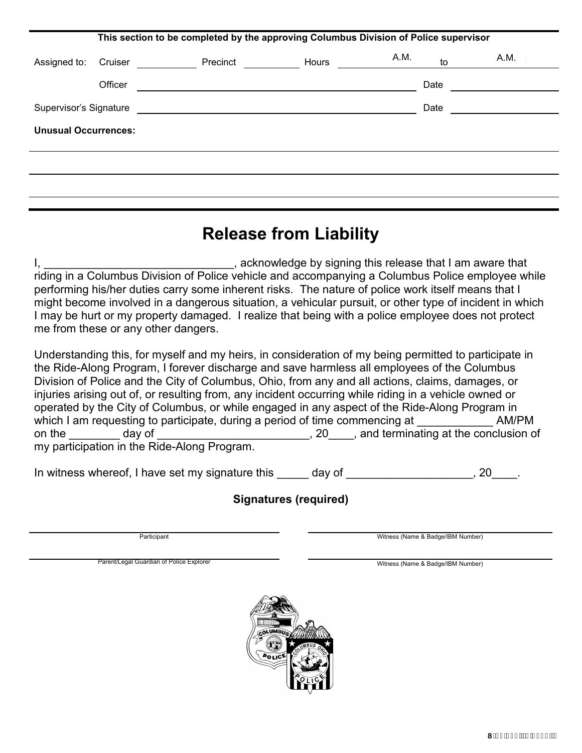**This section to be completed by the approving Columbus Division of Police supervisor**

Assigned to: Cruiser __________ Precinct __________ Hours __________ A.M. to __________ A.M.

Officer ______________________________________________ Date __________________

Supervisor's Signature ______________________________________________ Date __________________

**Unusual Occurrences:**

______________________________________________________________________________

______________________________________________________________________________

______________________________________________________________________________

# Release from Liability

I, ______________________________, acknowledge by signing this release that I am aware that riding in a Columbus Division of Police vehicle and accompanying a Columbus Police employee while performing his/her duties carry some inherent risks. The nature of police work itself means that I might become involved in a dangerous situation, a vehicular pursuit, or other type of incident in which I may be hurt or my property damaged. I realize that being with a police employee does not protect me from these or any other dangers.

Understanding this, for myself and my heirs, in consideration of my being permitted to participate in the Ride-Along Program, I forever discharge and save harmless all employees of the Columbus Division of Police and the City of Columbus, Ohio, from any and all actions, claims, damages, or injuries arising out of, or resulting from, any incident occurring while riding in a vehicle owned or operated by the City of Columbus, or while engaged in any aspect of the Ride-Along Program in which I am requesting to participate, during a period of time commencing at ____________ AM/PM on the ________ day of ________________________, 20____, and terminating at the conclusion of my participation in the Ride-Along Program.

In witness whereof, I have set my signature this _____ day of ____________________, 20____.

**Signatures (required)**

______________________________
Participant

______________________________
Witness (Name & Badge/IBM Number)

______________________________
Parent/Legal Guardian of Police Explorer

______________________________
Witness (Name & Badge/IBM Number)